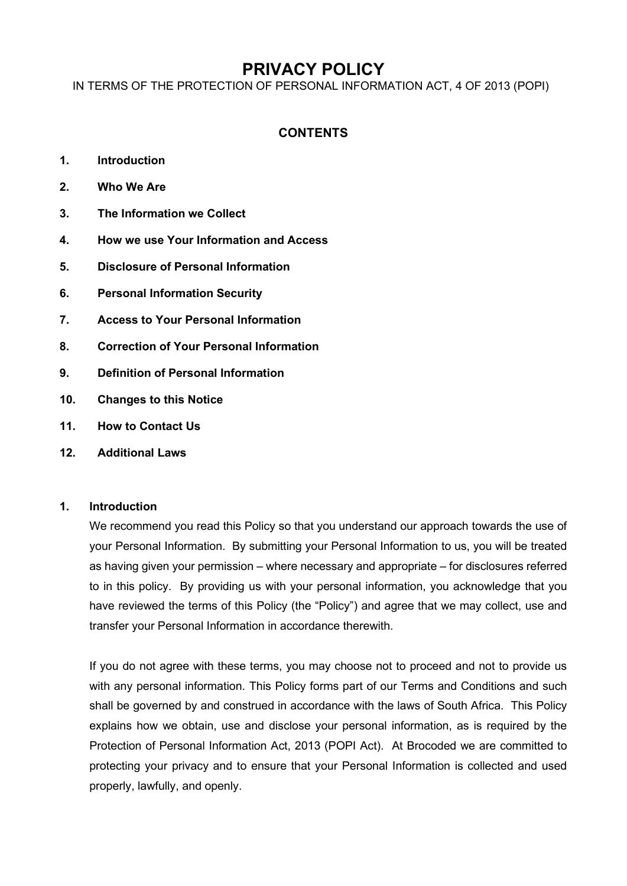# PRIVACY POLICY

IN TERMS OF THE PROTECTION OF PERSONAL INFORMATION ACT, 4 OF 2013 (POPI)

## CONTENTS

1. **Introduction**
2. **Who We Are**
3. **The Information we Collect**
4. **How we use Your Information and Access**
5. **Disclosure of Personal Information**
6. **Personal Information Security**
7. **Access to Your Personal Information**
8. **Correction of Your Personal Information**
9. **Definition of Personal Information**
10. **Changes to this Notice**
11. **How to Contact Us**
12. **Additional Laws**

## 1. Introduction

We recommend you read this Policy so that you understand our approach towards the use of your Personal Information. By submitting your Personal Information to us, you will be treated as having given your permission – where necessary and appropriate – for disclosures referred to in this policy. By providing us with your personal information, you acknowledge that you have reviewed the terms of this Policy (the "Policy") and agree that we may collect, use and transfer your Personal Information in accordance therewith.

If you do not agree with these terms, you may choose not to proceed and not to provide us with any personal information. This Policy forms part of our Terms and Conditions and such shall be governed by and construed in accordance with the laws of South Africa. This Policy explains how we obtain, use and disclose your personal information, as is required by the Protection of Personal Information Act, 2013 (POPI Act). At Brocoded we are committed to protecting your privacy and to ensure that your Personal Information is collected and used properly, lawfully, and openly.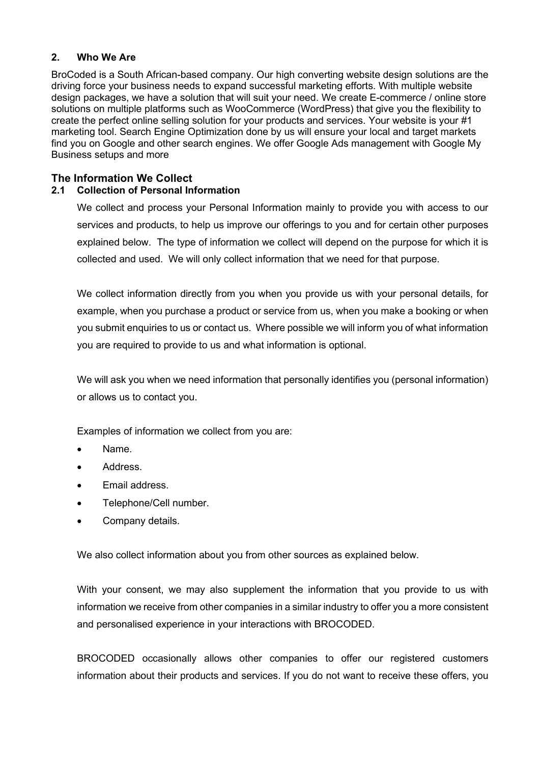## 2. Who We Are

BroCoded is a South African-based company. Our high converting website design solutions are the driving force your business needs to expand successful marketing efforts. With multiple website design packages, we have a solution that will suit your need. We create E-commerce / online store solutions on multiple platforms such as WooCommerce (WordPress) that give you the flexibility to create the perfect online selling solution for your products and services. Your website is your #1 marketing tool. Search Engine Optimization done by us will ensure your local and target markets find you on Google and other search engines. We offer Google Ads management with Google My Business setups and more

## The Information We Collect

### 2.1 Collection of Personal Information

We collect and process your Personal Information mainly to provide you with access to our services and products, to help us improve our offerings to you and for certain other purposes explained below. The type of information we collect will depend on the purpose for which it is collected and used. We will only collect information that we need for that purpose.

We collect information directly from you when you provide us with your personal details, for example, when you purchase a product or service from us, when you make a booking or when you submit enquiries to us or contact us. Where possible we will inform you of what information you are required to provide to us and what information is optional.

We will ask you when we need information that personally identifies you (personal information) or allows us to contact you.

Examples of information we collect from you are:

- Name.
- Address.
- Email address.
- Telephone/Cell number.
- Company details.

We also collect information about you from other sources as explained below.

With your consent, we may also supplement the information that you provide to us with information we receive from other companies in a similar industry to offer you a more consistent and personalised experience in your interactions with BROCODED.

BROCODED occasionally allows other companies to offer our registered customers information about their products and services. If you do not want to receive these offers, you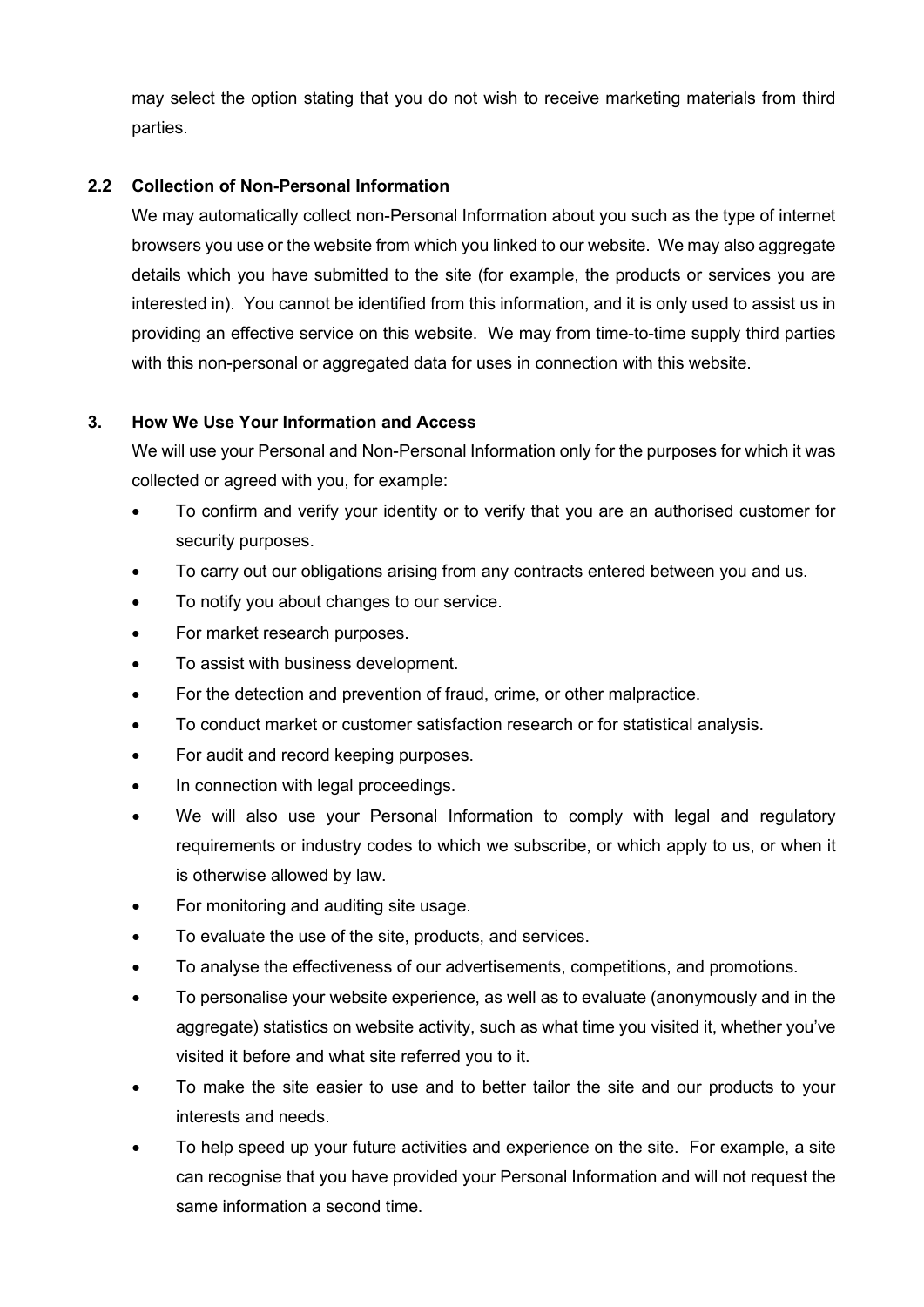may select the option stating that you do not wish to receive marketing materials from third parties.

### 2.2 Collection of Non-Personal Information

We may automatically collect non-Personal Information about you such as the type of internet browsers you use or the website from which you linked to our website. We may also aggregate details which you have submitted to the site (for example, the products or services you are interested in). You cannot be identified from this information, and it is only used to assist us in providing an effective service on this website. We may from time-to-time supply third parties with this non-personal or aggregated data for uses in connection with this website.

## 3. How We Use Your Information and Access

We will use your Personal and Non-Personal Information only for the purposes for which it was collected or agreed with you, for example:

- To confirm and verify your identity or to verify that you are an authorised customer for security purposes.
- To carry out our obligations arising from any contracts entered between you and us.
- To notify you about changes to our service.
- For market research purposes.
- To assist with business development.
- For the detection and prevention of fraud, crime, or other malpractice.
- To conduct market or customer satisfaction research or for statistical analysis.
- For audit and record keeping purposes.
- In connection with legal proceedings.
- We will also use your Personal Information to comply with legal and regulatory requirements or industry codes to which we subscribe, or which apply to us, or when it is otherwise allowed by law.
- For monitoring and auditing site usage.
- To evaluate the use of the site, products, and services.
- To analyse the effectiveness of our advertisements, competitions, and promotions.
- To personalise your website experience, as well as to evaluate (anonymously and in the aggregate) statistics on website activity, such as what time you visited it, whether you've visited it before and what site referred you to it.
- To make the site easier to use and to better tailor the site and our products to your interests and needs.
- To help speed up your future activities and experience on the site. For example, a site can recognise that you have provided your Personal Information and will not request the same information a second time.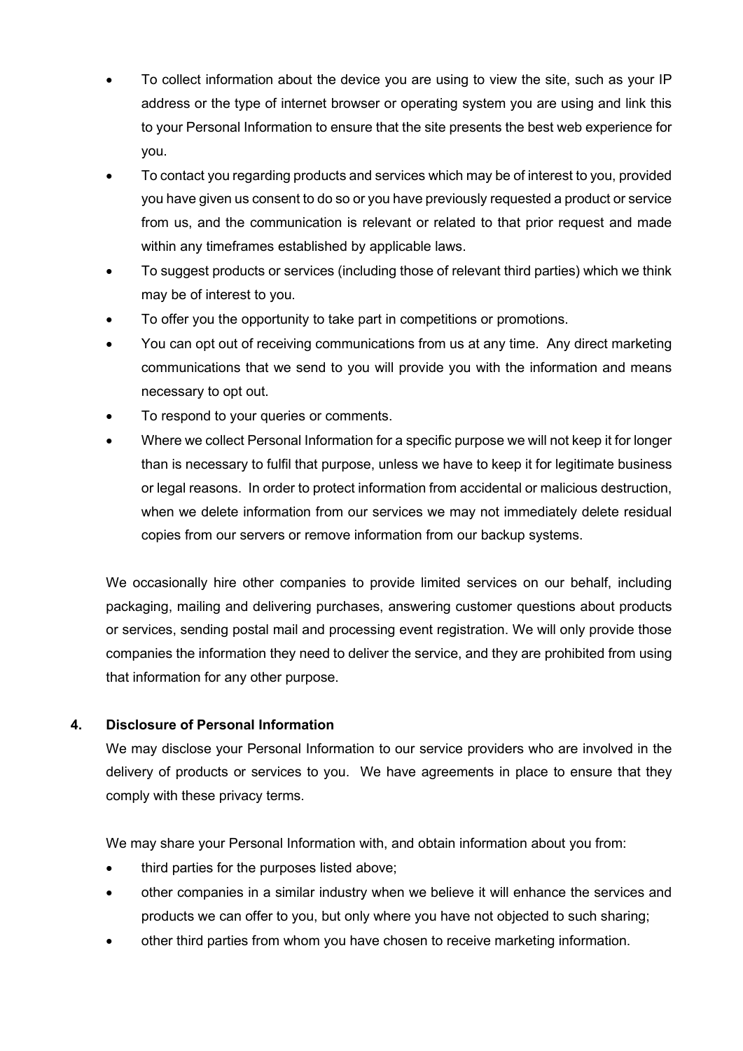- To collect information about the device you are using to view the site, such as your IP address or the type of internet browser or operating system you are using and link this to your Personal Information to ensure that the site presents the best web experience for you.
- To contact you regarding products and services which may be of interest to you, provided you have given us consent to do so or you have previously requested a product or service from us, and the communication is relevant or related to that prior request and made within any timeframes established by applicable laws.
- To suggest products or services (including those of relevant third parties) which we think may be of interest to you.
- To offer you the opportunity to take part in competitions or promotions.
- You can opt out of receiving communications from us at any time. Any direct marketing communications that we send to you will provide you with the information and means necessary to opt out.
- To respond to your queries or comments.
- Where we collect Personal Information for a specific purpose we will not keep it for longer than is necessary to fulfil that purpose, unless we have to keep it for legitimate business or legal reasons. In order to protect information from accidental or malicious destruction, when we delete information from our services we may not immediately delete residual copies from our servers or remove information from our backup systems.

We occasionally hire other companies to provide limited services on our behalf, including packaging, mailing and delivering purchases, answering customer questions about products or services, sending postal mail and processing event registration. We will only provide those companies the information they need to deliver the service, and they are prohibited from using that information for any other purpose.

## 4. Disclosure of Personal Information

We may disclose your Personal Information to our service providers who are involved in the delivery of products or services to you. We have agreements in place to ensure that they comply with these privacy terms.

We may share your Personal Information with, and obtain information about you from:

- third parties for the purposes listed above;
- other companies in a similar industry when we believe it will enhance the services and products we can offer to you, but only where you have not objected to such sharing;
- other third parties from whom you have chosen to receive marketing information.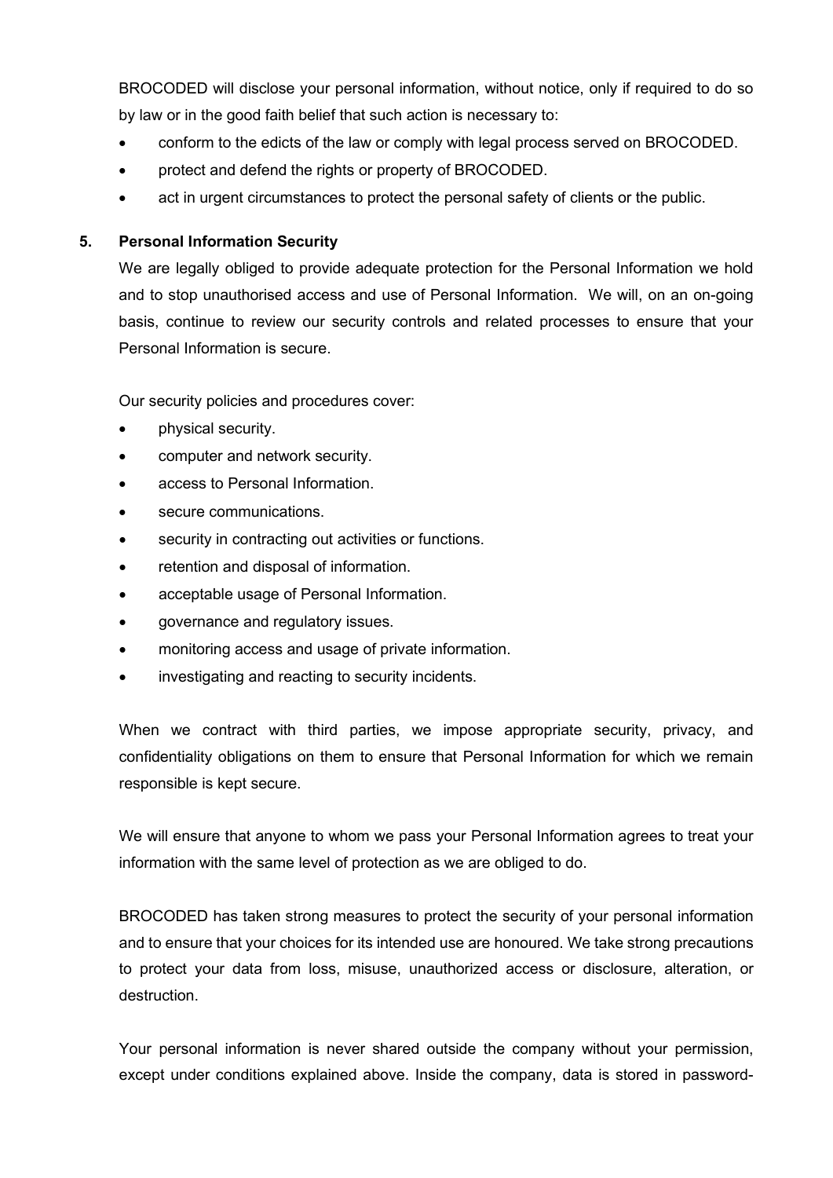BROCODED will disclose your personal information, without notice, only if required to do so by law or in the good faith belief that such action is necessary to:

- conform to the edicts of the law or comply with legal process served on BROCODED.
- protect and defend the rights or property of BROCODED.
- act in urgent circumstances to protect the personal safety of clients or the public.

## 5. Personal Information Security

We are legally obliged to provide adequate protection for the Personal Information we hold and to stop unauthorised access and use of Personal Information. We will, on an on-going basis, continue to review our security controls and related processes to ensure that your Personal Information is secure.

Our security policies and procedures cover:

- physical security.
- computer and network security.
- access to Personal Information.
- secure communications.
- security in contracting out activities or functions.
- retention and disposal of information.
- acceptable usage of Personal Information.
- governance and regulatory issues.
- monitoring access and usage of private information.
- investigating and reacting to security incidents.

When we contract with third parties, we impose appropriate security, privacy, and confidentiality obligations on them to ensure that Personal Information for which we remain responsible is kept secure.

We will ensure that anyone to whom we pass your Personal Information agrees to treat your information with the same level of protection as we are obliged to do.

BROCODED has taken strong measures to protect the security of your personal information and to ensure that your choices for its intended use are honoured. We take strong precautions to protect your data from loss, misuse, unauthorized access or disclosure, alteration, or destruction.

Your personal information is never shared outside the company without your permission, except under conditions explained above. Inside the company, data is stored in password-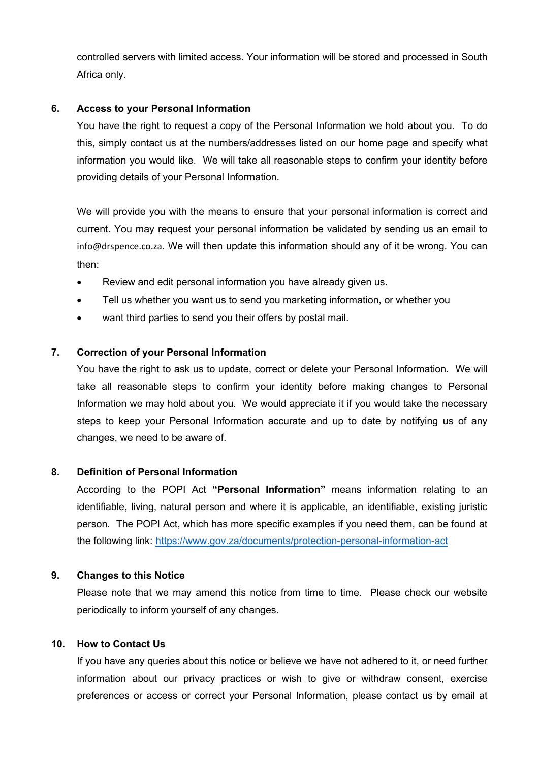controlled servers with limited access. Your information will be stored and processed in South Africa only.

## 6. Access to your Personal Information

You have the right to request a copy of the Personal Information we hold about you. To do this, simply contact us at the numbers/addresses listed on our home page and specify what information you would like. We will take all reasonable steps to confirm your identity before providing details of your Personal Information.

We will provide you with the means to ensure that your personal information is correct and current. You may request your personal information be validated by sending us an email to info@drspence.co.za. We will then update this information should any of it be wrong. You can then:

- Review and edit personal information you have already given us.
- Tell us whether you want us to send you marketing information, or whether you
- want third parties to send you their offers by postal mail.

## 7. Correction of your Personal Information

You have the right to ask us to update, correct or delete your Personal Information. We will take all reasonable steps to confirm your identity before making changes to Personal Information we may hold about you. We would appreciate it if you would take the necessary steps to keep your Personal Information accurate and up to date by notifying us of any changes, we need to be aware of.

## 8. Definition of Personal Information

According to the POPI Act **"Personal Information"** means information relating to an identifiable, living, natural person and where it is applicable, an identifiable, existing juristic person. The POPI Act, which has more specific examples if you need them, can be found at the following link: https://www.gov.za/documents/protection-personal-information-act

## 9. Changes to this Notice

Please note that we may amend this notice from time to time. Please check our website periodically to inform yourself of any changes.

## 10. How to Contact Us

If you have any queries about this notice or believe we have not adhered to it, or need further information about our privacy practices or wish to give or withdraw consent, exercise preferences or access or correct your Personal Information, please contact us by email at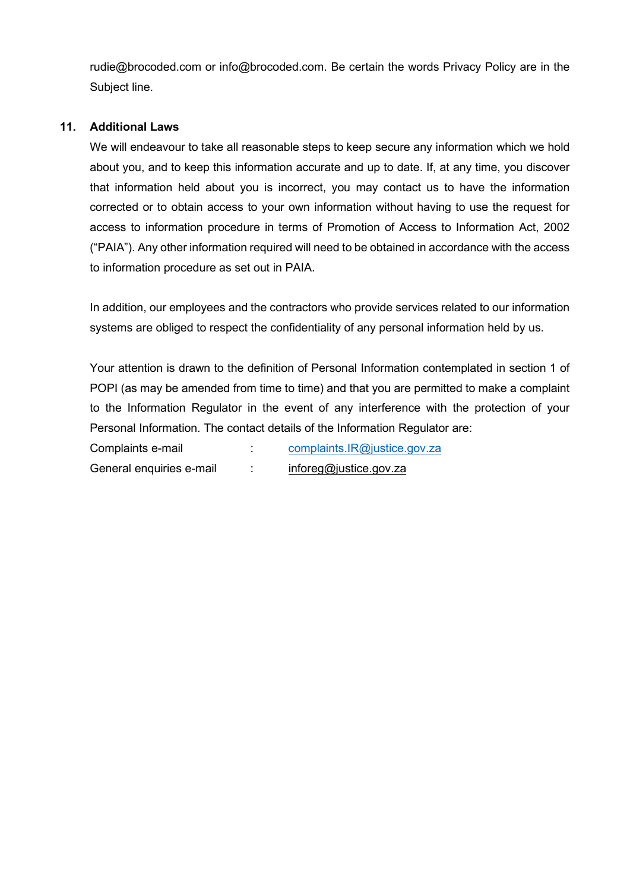rudie@brocoded.com or info@brocoded.com. Be certain the words Privacy Policy are in the Subject line.

## 11. Additional Laws

We will endeavour to take all reasonable steps to keep secure any information which we hold about you, and to keep this information accurate and up to date. If, at any time, you discover that information held about you is incorrect, you may contact us to have the information corrected or to obtain access to your own information without having to use the request for access to information procedure in terms of Promotion of Access to Information Act, 2002 ("PAIA"). Any other information required will need to be obtained in accordance with the access to information procedure as set out in PAIA.

In addition, our employees and the contractors who provide services related to our information systems are obliged to respect the confidentiality of any personal information held by us.

Your attention is drawn to the definition of Personal Information contemplated in section 1 of POPI (as may be amended from time to time) and that you are permitted to make a complaint to the Information Regulator in the event of any interference with the protection of your Personal Information. The contact details of the Information Regulator are:

| | | |
|---|---|---|
| Complaints e-mail | : | complaints.IR@justice.gov.za |
| General enquiries e-mail | : | inforeg@justice.gov.za |